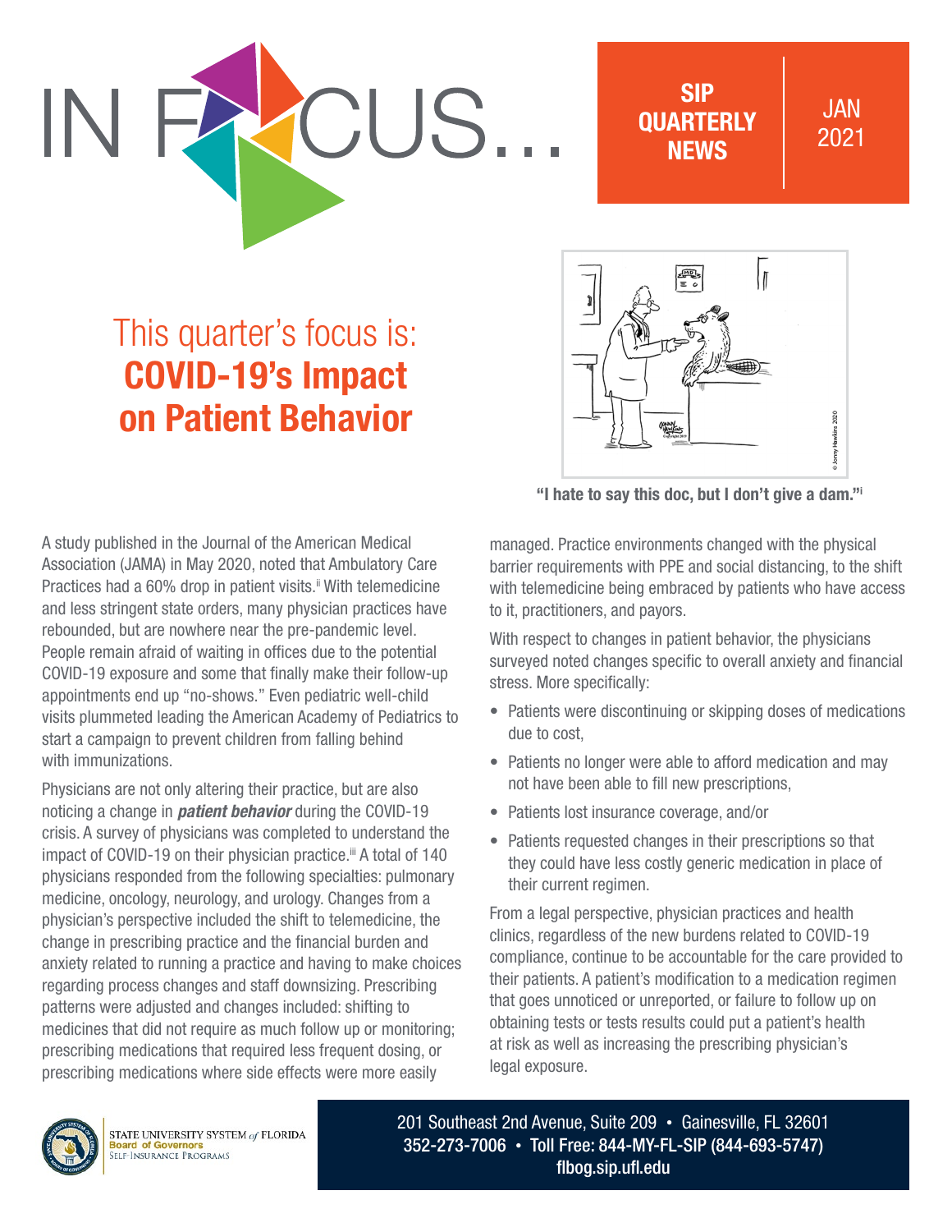# IN FOCUS...

**SIP QUARTERLY NEWS**

JAN 2021

## This quarter's focus is: **COVID-19's Impact on Patient Behavior**

**"I hate to say this doc, but I don't give a dam."**[i]

A study published in the Journal of the American Medical Association (JAMA) in May 2020, noted that Ambulatory Care Practices had a 60% drop in patient visits.[ii] With telemedicine and less stringent state orders, many physician practices have rebounded, but are nowhere near the pre-pandemic level. People remain afraid of waiting in offices due to the potential COVID-19 exposure and some that finally make their follow-up appointments end up "no-shows." Even pediatric well-child visits plummeted leading the American Academy of Pediatrics to start a campaign to prevent children from falling behind with immunizations.

Physicians are not only altering their practice, but are also noticing a change in ***patient behavior*** during the COVID-19 crisis. A survey of physicians was completed to understand the impact of COVID-19 on their physician practice.[iii] A total of 140 physicians responded from the following specialties: pulmonary medicine, oncology, neurology, and urology. Changes from a physician's perspective included the shift to telemedicine, the change in prescribing practice and the financial burden and anxiety related to running a practice and having to make choices regarding process changes and staff downsizing. Prescribing patterns were adjusted and changes included: shifting to medicines that did not require as much follow up or monitoring; prescribing medications that required less frequent dosing, or prescribing medications where side effects were more easily managed. Practice environments changed with the physical barrier requirements with PPE and social distancing, to the shift with telemedicine being embraced by patients who have access to it, practitioners, and payors.

With respect to changes in patient behavior, the physicians surveyed noted changes specific to overall anxiety and financial stress. More specifically:

- Patients were discontinuing or skipping doses of medications due to cost,
- Patients no longer were able to afford medication and may not have been able to fill new prescriptions,
- Patients lost insurance coverage, and/or
- Patients requested changes in their prescriptions so that they could have less costly generic medication in place of their current regimen.

From a legal perspective, physician practices and health clinics, regardless of the new burdens related to COVID-19 compliance, continue to be accountable for the care provided to their patients. A patient's modification to a medication regimen that goes unnoticed or unreported, or failure to follow up on obtaining tests or tests results could put a patient's health at risk as well as increasing the prescribing physician's legal exposure.

STATE UNIVERSITY SYSTEM *of* FLORIDA
Board of Governors
SELF-INSURANCE PROGRAMS

201 Southeast 2nd Avenue, Suite 209 • Gainesville, FL 32601
352-273-7006 • Toll Free: 844-MY-FL-SIP (844-693-5747)
flbog.sip.ufl.edu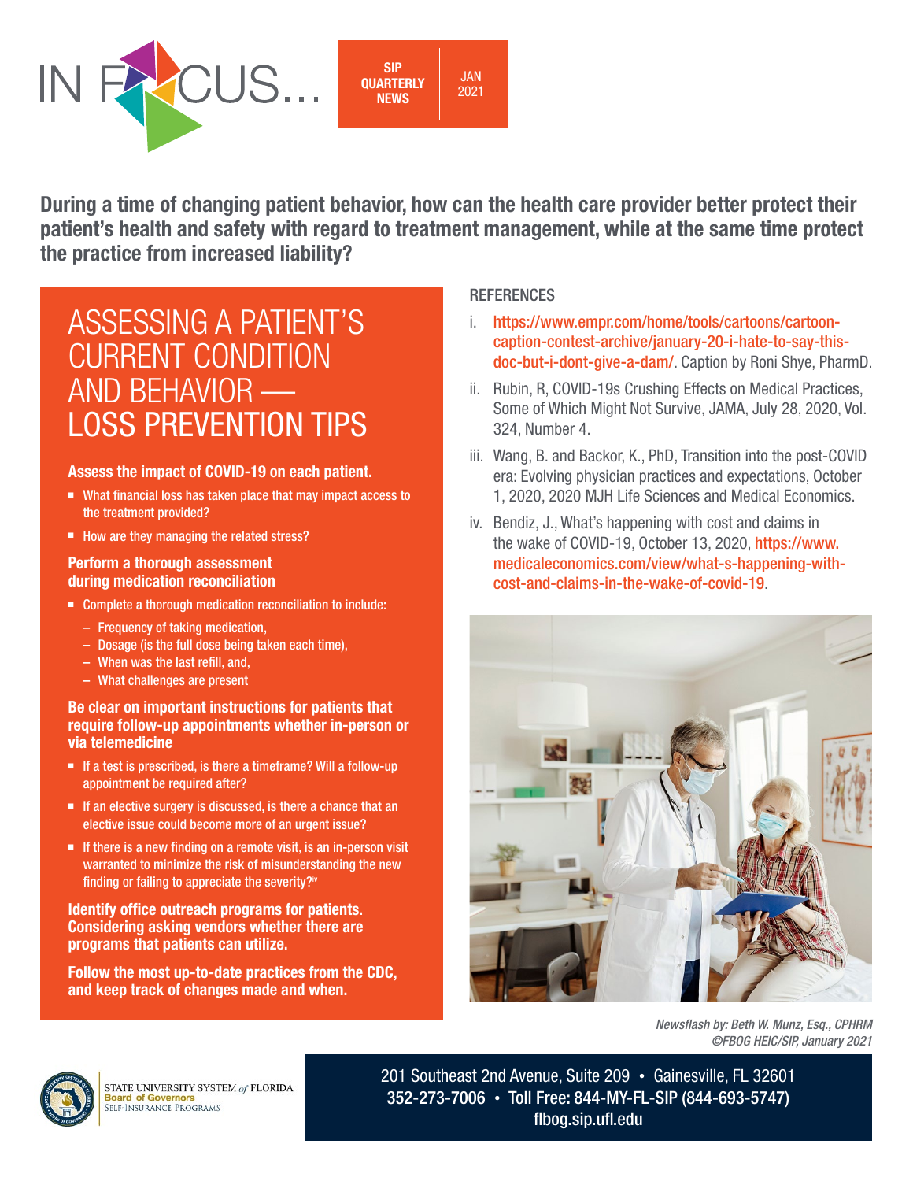# IN FOCUS...

SIP QUARTERLY NEWS | JAN 2021

**During a time of changing patient behavior, how can the health care provider better protect their patient's health and safety with regard to treatment management, while at the same time protect the practice from increased liability?**

## ASSESSING A PATIENT'S CURRENT CONDITION AND BEHAVIOR — LOSS PREVENTION TIPS

**Assess the impact of COVID-19 on each patient.**

- What financial loss has taken place that may impact access to the treatment provided?
- How are they managing the related stress?

**Perform a thorough assessment during medication reconciliation**

- Complete a thorough medication reconciliation to include:
  - Frequency of taking medication,
  - Dosage (is the full dose being taken each time),
  - When was the last refill, and,
  - What challenges are present

**Be clear on important instructions for patients that require follow-up appointments whether in-person or via telemedicine**

- If a test is prescribed, is there a timeframe? Will a follow-up appointment be required after?
- If an elective surgery is discussed, is there a chance that an elective issue could become more of an urgent issue?
- If there is a new finding on a remote visit, is an in-person visit warranted to minimize the risk of misunderstanding the new finding or failing to appreciate the severity?[iv]

**Identify office outreach programs for patients. Considering asking vendors whether there are programs that patients can utilize.**

**Follow the most up-to-date practices from the CDC, and keep track of changes made and when.**

## REFERENCES

i. https://www.empr.com/home/tools/cartoons/cartoon-caption-contest-archive/january-20-i-hate-to-say-this-doc-but-i-dont-give-a-dam/. Caption by Roni Shye, PharmD.

ii. Rubin, R, COVID-19s Crushing Effects on Medical Practices, Some of Which Might Not Survive, JAMA, July 28, 2020, Vol. 324, Number 4.

iii. Wang, B. and Backor, K., PhD, Transition into the post-COVID era: Evolving physician practices and expectations, October 1, 2020, 2020 MJH Life Sciences and Medical Economics.

iv. Bendiz, J., What's happening with cost and claims in the wake of COVID-19, October 13, 2020, https://www.medicaleconomics.com/view/what-s-happening-with-cost-and-claims-in-the-wake-of-covid-19.

*Newsflash by: Beth W. Munz, Esq., CPHRM*
*©FBOG HEIC/SIP, January 2021*

STATE UNIVERSITY SYSTEM *of* FLORIDA
Board of Governors
SELF-INSURANCE PROGRAMS

201 Southeast 2nd Avenue, Suite 209 • Gainesville, FL 32601
352-273-7006 • Toll Free: 844-MY-FL-SIP (844-693-5747)
flbog.sip.ufl.edu